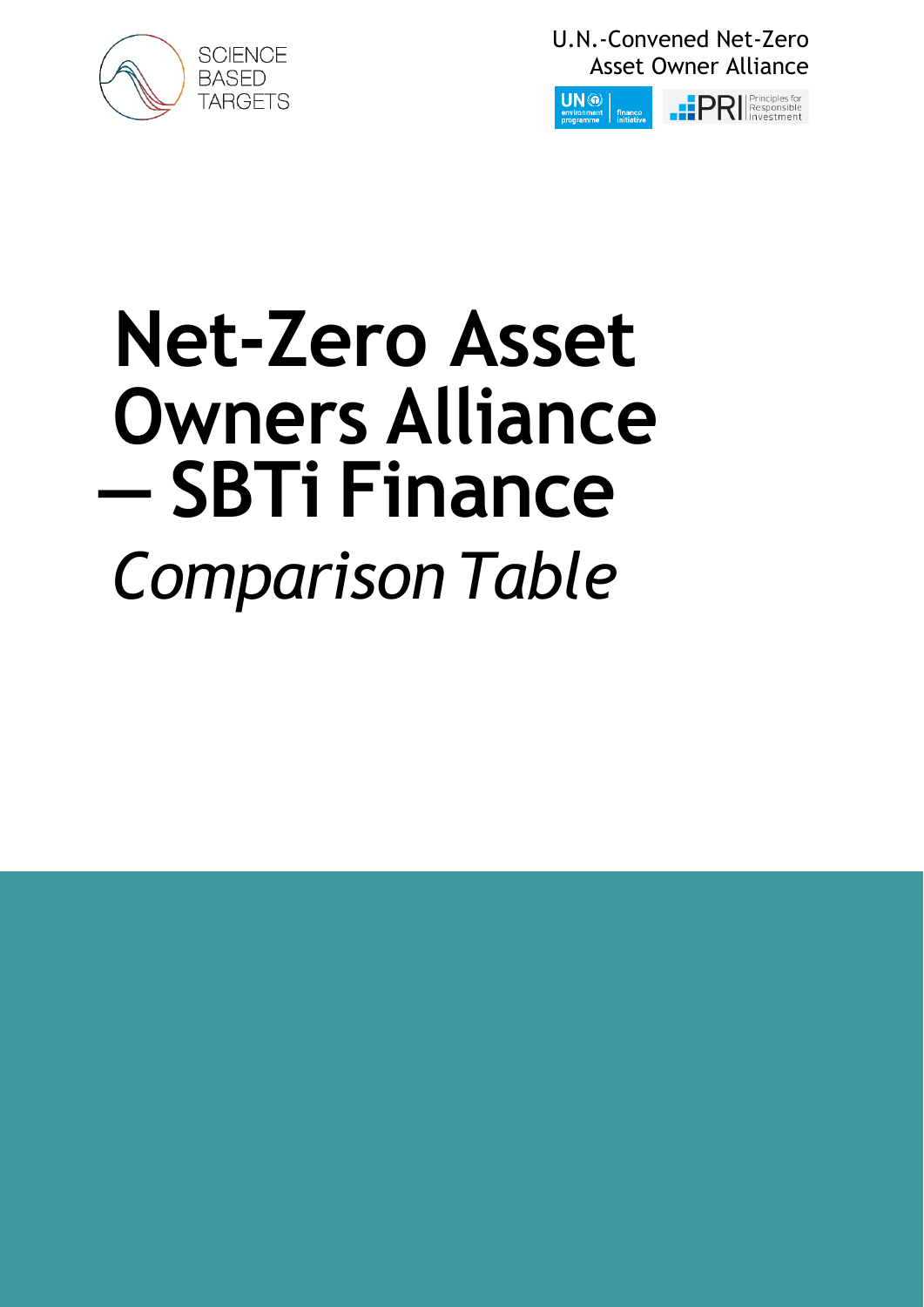SCIENCE BASED TARGETS

U.N.-Convened Net-Zero Asset Owner Alliance

UN environment programme finance initiative

PRI Principles for Responsible Investment

# Net-Zero Asset Owners Alliance — SBTi Finance

*Comparison Table*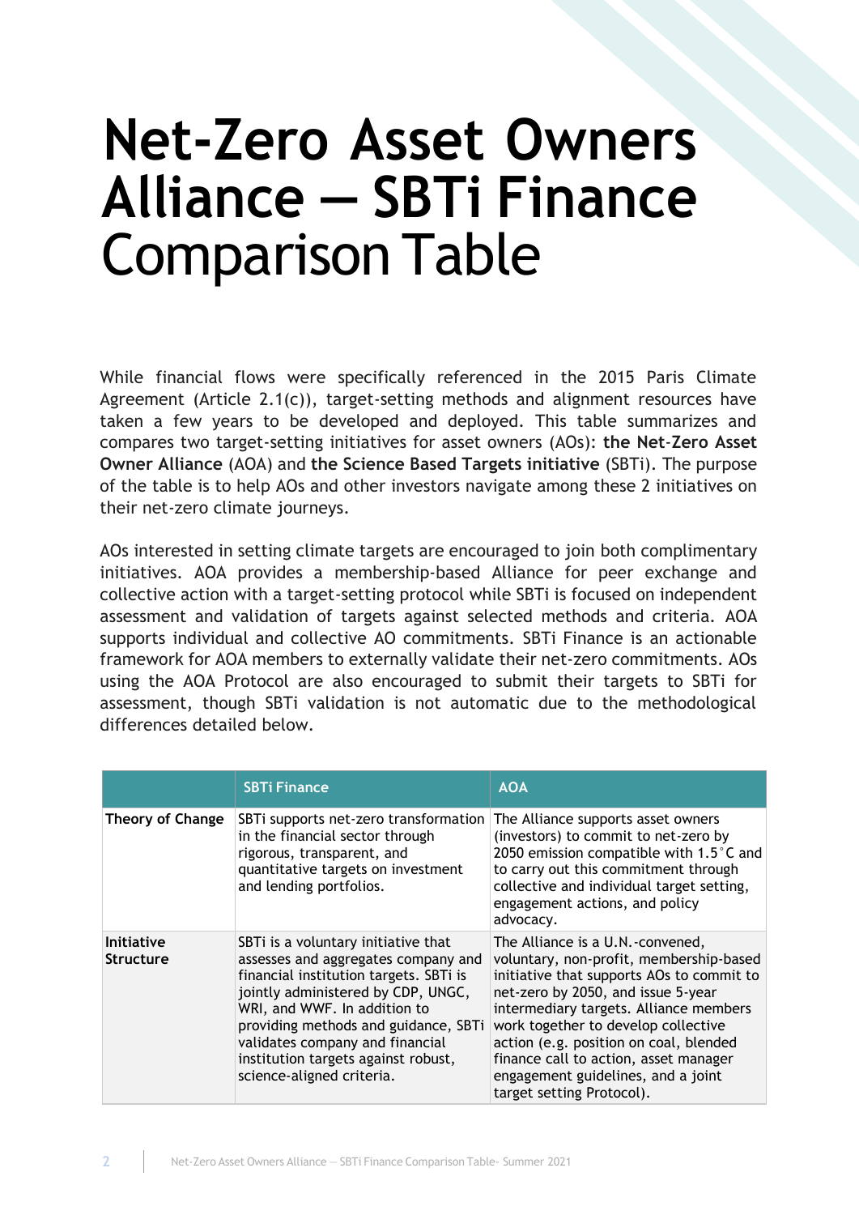# Net-Zero Asset Owners Alliance — SBTi Finance Comparison Table

While financial flows were specifically referenced in the 2015 Paris Climate Agreement (Article 2.1(c)), target-setting methods and alignment resources have taken a few years to be developed and deployed. This table summarizes and compares two target-setting initiatives for asset owners (AOs): **the Net-Zero Asset Owner Alliance** (AOA) and **the Science Based Targets initiative** (SBTi). The purpose of the table is to help AOs and other investors navigate among these 2 initiatives on their net-zero climate journeys.

AOs interested in setting climate targets are encouraged to join both complimentary initiatives. AOA provides a membership-based Alliance for peer exchange and collective action with a target-setting protocol while SBTi is focused on independent assessment and validation of targets against selected methods and criteria. AOA supports individual and collective AO commitments. SBTi Finance is an actionable framework for AOA members to externally validate their net-zero commitments. AOs using the AOA Protocol are also encouraged to submit their targets to SBTi for assessment, though SBTi validation is not automatic due to the methodological differences detailed below.

| | SBTi Finance | AOA |
|---|---|---|
| **Theory of Change** | SBTi supports net-zero transformation in the financial sector through rigorous, transparent, and quantitative targets on investment and lending portfolios. | The Alliance supports asset owners (investors) to commit to net-zero by 2050 emission compatible with 1.5°C and to carry out this commitment through collective and individual target setting, engagement actions, and policy advocacy. |
| **Initiative Structure** | SBTi is a voluntary initiative that assesses and aggregates company and financial institution targets. SBTi is jointly administered by CDP, UNGC, WRI, and WWF. In addition to providing methods and guidance, SBTi validates company and financial institution targets against robust, science-aligned criteria. | The Alliance is a U.N.-convened, voluntary, non-profit, membership-based initiative that supports AOs to commit to net-zero by 2050, and issue 5-year intermediary targets. Alliance members work together to develop collective action (e.g. position on coal, blended finance call to action, asset manager engagement guidelines, and a joint target setting Protocol). |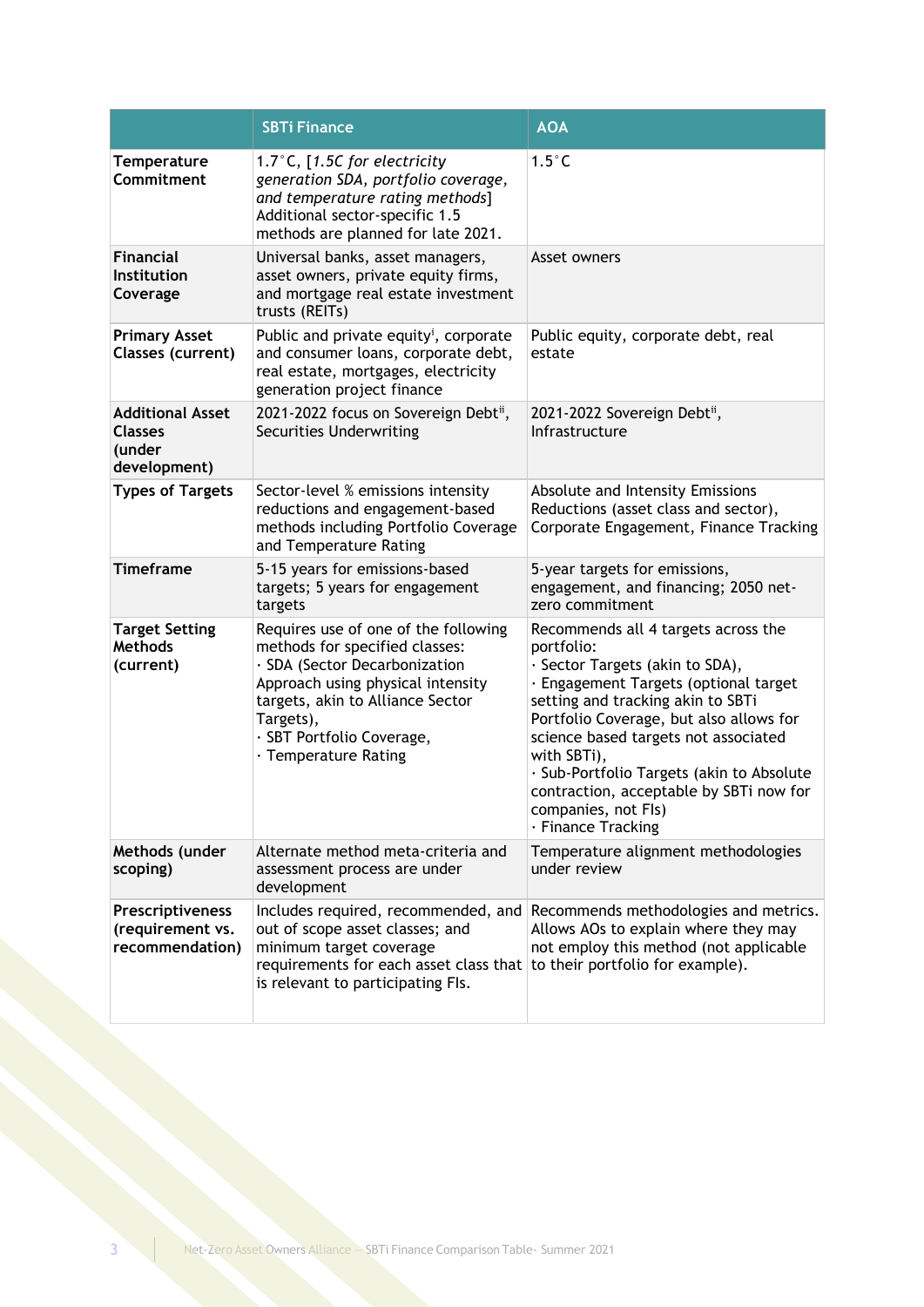| | SBTi Finance | AOA |
|---|---|---|
| **Temperature Commitment** | 1.7°C, [*1.5C for electricity generation SDA, portfolio coverage, and temperature rating methods*] Additional sector-specific 1.5 methods are planned for late 2021. | 1.5°C |
| **Financial Institution Coverage** | Universal banks, asset managers, asset owners, private equity firms, and mortgage real estate investment trusts (REITs) | Asset owners |
| **Primary Asset Classes (current)** | Public and private equity[i], corporate and consumer loans, corporate debt, real estate, mortgages, electricity generation project finance | Public equity, corporate debt, real estate |
| **Additional Asset Classes (under development)** | 2021-2022 focus on Sovereign Debt[ii], Securities Underwriting | 2021-2022 Sovereign Debt[ii], Infrastructure |
| **Types of Targets** | Sector-level % emissions intensity reductions and engagement-based methods including Portfolio Coverage and Temperature Rating | Absolute and Intensity Emissions Reductions (asset class and sector), Corporate Engagement, Finance Tracking |
| **Timeframe** | 5-15 years for emissions-based targets; 5 years for engagement targets | 5-year targets for emissions, engagement, and financing; 2050 net-zero commitment |
| **Target Setting Methods (current)** | Requires use of one of the following methods for specified classes:<br>· SDA (Sector Decarbonization Approach using physical intensity targets, akin to Alliance Sector Targets),<br>· SBT Portfolio Coverage,<br>· Temperature Rating | Recommends all 4 targets across the portfolio:<br>· Sector Targets (akin to SDA),<br>· Engagement Targets (optional target setting and tracking akin to SBTi Portfolio Coverage, but also allows for science based targets not associated with SBTi),<br>· Sub-Portfolio Targets (akin to Absolute contraction, acceptable by SBTi now for companies, not FIs)<br>· Finance Tracking |
| **Methods (under scoping)** | Alternate method meta-criteria and assessment process are under development | Temperature alignment methodologies under review |
| **Prescriptiveness (requirement vs. recommendation)** | Includes required, recommended, and out of scope asset classes; and minimum target coverage requirements for each asset class that is relevant to participating FIs. | Recommends methodologies and metrics. Allows AOs to explain where they may not employ this method (not applicable to their portfolio for example). |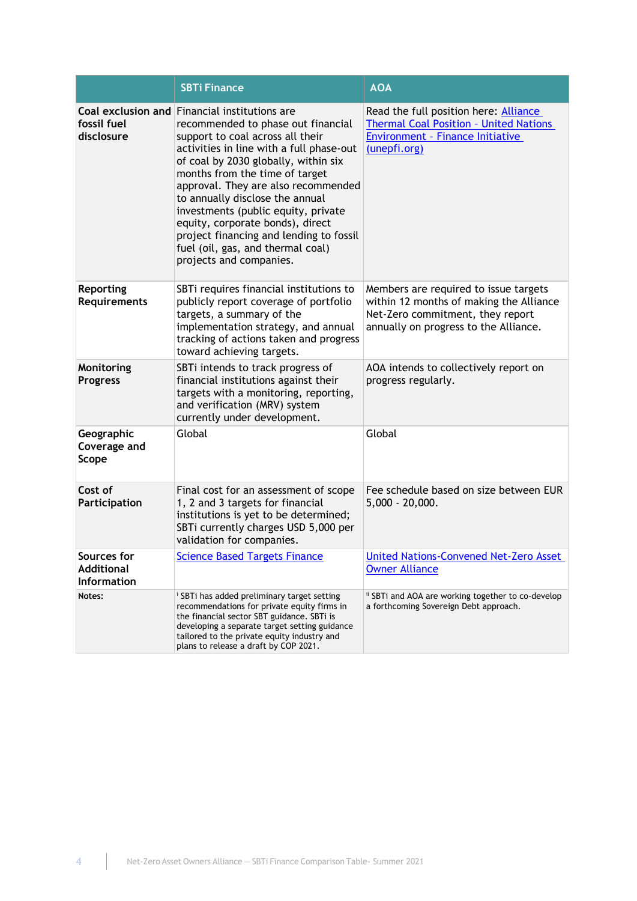| | SBTi Finance | AOA |
|---|---|---|
| **Coal exclusion and fossil fuel disclosure** | Financial institutions are recommended to phase out financial support to coal across all their activities in line with a full phase-out of coal by 2030 globally, within six months from the time of target approval. They are also recommended to annually disclose the annual investments (public equity, private equity, corporate bonds), direct project financing and lending to fossil fuel (oil, gas, and thermal coal) projects and companies. | Read the full position here: [Alliance Thermal Coal Position - United Nations Environment - Finance Initiative (unepfi.org)]() |
| **Reporting Requirements** | SBTi requires financial institutions to publicly report coverage of portfolio targets, a summary of the implementation strategy, and annual tracking of actions taken and progress toward achieving targets. | Members are required to issue targets within 12 months of making the Alliance Net-Zero commitment, they report annually on progress to the Alliance. |
| **Monitoring Progress** | SBTi intends to track progress of financial institutions against their targets with a monitoring, reporting, and verification (MRV) system currently under development. | AOA intends to collectively report on progress regularly. |
| **Geographic Coverage and Scope** | Global | Global |
| **Cost of Participation** | Final cost for an assessment of scope 1, 2 and 3 targets for financial institutions is yet to be determined; SBTi currently charges USD 5,000 per validation for companies. | Fee schedule based on size between EUR 5,000 - 20,000. |
| **Sources for Additional Information** | [Science Based Targets Finance]() | [United Nations-Convened Net-Zero Asset Owner Alliance]() |
| **Notes:** | [i] SBTi has added preliminary target setting recommendations for private equity firms in the financial sector SBT guidance. SBTi is developing a separate target setting guidance tailored to the private equity industry and plans to release a draft by COP 2021. | [ii] SBTi and AOA are working together to co-develop a forthcoming Sovereign Debt approach. |